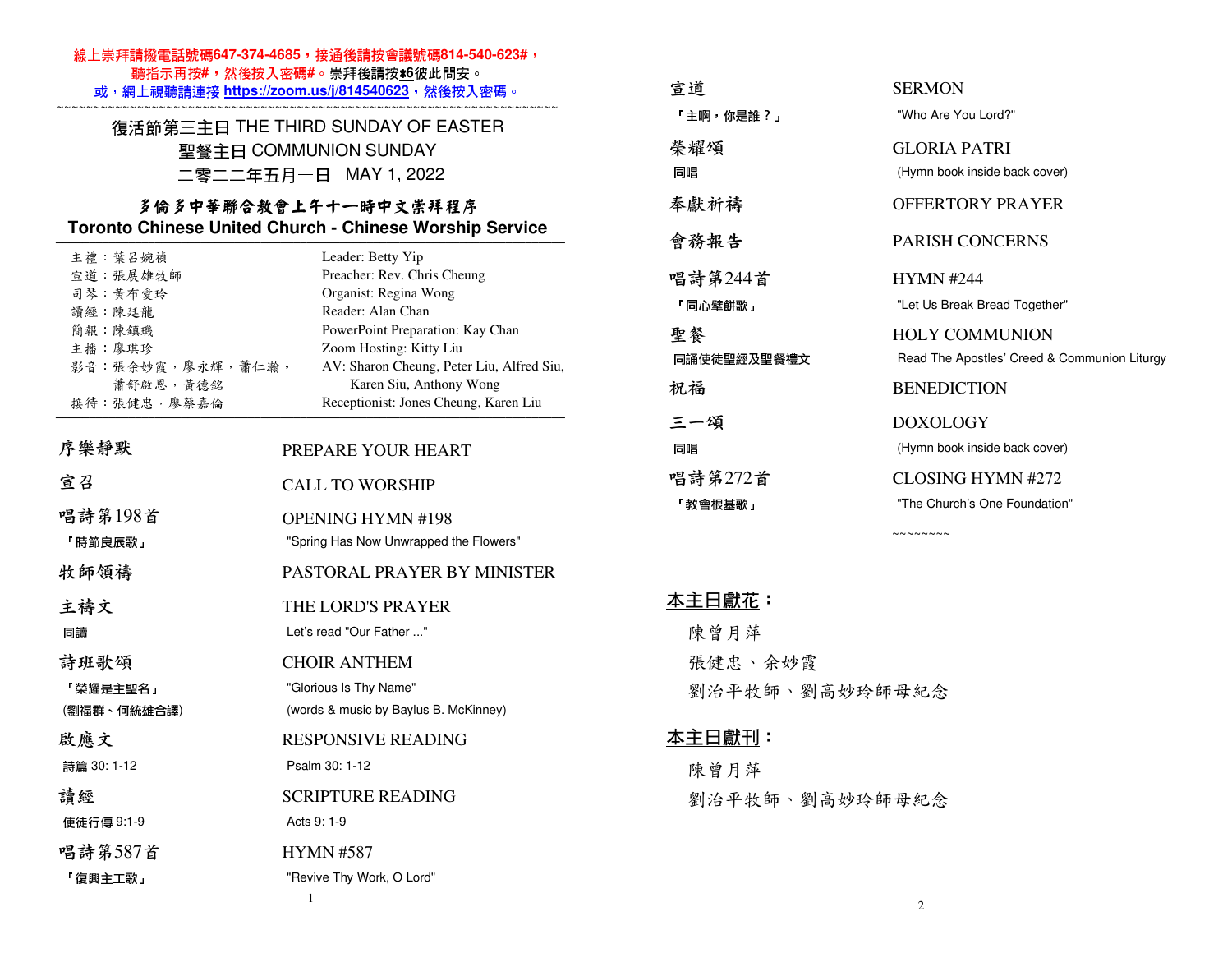線上崇拜請撥電話號碼647-374-4685，接通後請按會議號碼814-540-623#，
聽指示再按#，然後按入密碼#。崇拜後請按*6彼此問安。
或，網上視聽請連接 https://zoom.us/j/814540623，然後按入密碼。

~~~~~~~~~~~~~~~~~~~~~~~~~~~~~~~~~~~~~~~~~~~~~~~~~~~~~~~~~~~~~~~~~~~~~~~~~~

# 復活節第三主日 THE THIRD SUNDAY OF EASTER
# 聖餐主日 COMMUNION SUNDAY
# 二零二二年五月一日 MAY 1, 2022

## 多倫多中華聯合教會上午十一時中文崇拜程序
## Toronto Chinese United Church - Chinese Worship Service

| | |
|---|---|
| 主禮：葉呂婉禎 | Leader: Betty Yip |
| 宣道：張展雄牧師 | Preacher: Rev. Chris Cheung |
| 司琴：黃布愛玲 | Organist: Regina Wong |
| 讀經：陳廷龍 | Reader: Alan Chan |
| 簡報：陳鎮璣 | PowerPoint Preparation: Kay Chan |
| 主播：廖琪珍 | Zoom Hosting: Kitty Liu |
| 影音：張余妙霞，廖永輝，蕭仁瀚，蕭舒啟恩，黃德銘 | AV: Sharon Cheung, Peter Liu, Alfred Siu, Karen Siu, Anthony Wong |
| 接待：張健忠，廖蔡嘉倫 | Receptionist: Jones Cheung, Karen Liu |

| | |
|---|---|
| 序樂靜默 | PREPARE YOUR HEART |
| 宣召 | CALL TO WORSHIP |
| 唱詩第198首<br>「時節良辰歌」 | OPENING HYMN #198<br>"Spring Has Now Unwrapped the Flowers" |
| 牧師領禱 | PASTORAL PRAYER BY MINISTER |
| 主禱文<br>同讀 | THE LORD'S PRAYER<br>Let's read "Our Father ..." |
| 詩班歌頌<br>「榮耀是主聖名」<br>(劉福群、何統雄合譯) | CHOIR ANTHEM<br>"Glorious Is Thy Name"<br>(words & music by Baylus B. McKinney) |
| 啟應文<br>詩篇 30: 1-12 | RESPONSIVE READING<br>Psalm 30: 1-12 |
| 讀經<br>使徒行傳 9:1-9 | SCRIPTURE READING<br>Acts 9: 1-9 |
| 唱詩第587首<br>「復興主工歌」 | HYMN #587<br>"Revive Thy Work, O Lord" |
| 宣道<br>「主啊，你是誰？」 | SERMON<br>"Who Are You Lord?" |
| 榮耀頌<br>同唱 | GLORIA PATRI<br>(Hymn book inside back cover) |
| 奉獻祈禱 | OFFERTORY PRAYER |
| 會務報告 | PARISH CONCERNS |
| 唱詩第244首<br>「同心擘餅歌」 | HYMN #244<br>"Let Us Break Bread Together" |
| 聖餐<br>同誦使徒聖經及聖餐禮文 | HOLY COMMUNION<br>Read The Apostles' Creed & Communion Liturgy |
| 祝福 | BENEDICTION |
| 三一頌<br>同唱 | DOXOLOGY<br>(Hymn book inside back cover) |
| 唱詩第272首<br>「教會根基歌」 | CLOSING HYMN #272<br>"The Church's One Foundation" |

~~~~~~~~

**本主日獻花：**

陳曾月萍
張健忠、余妙霞
劉治平牧師、劉高妙玲師母紀念

**本主日獻刊：**

陳曾月萍
劉治平牧師、劉高妙玲師母紀念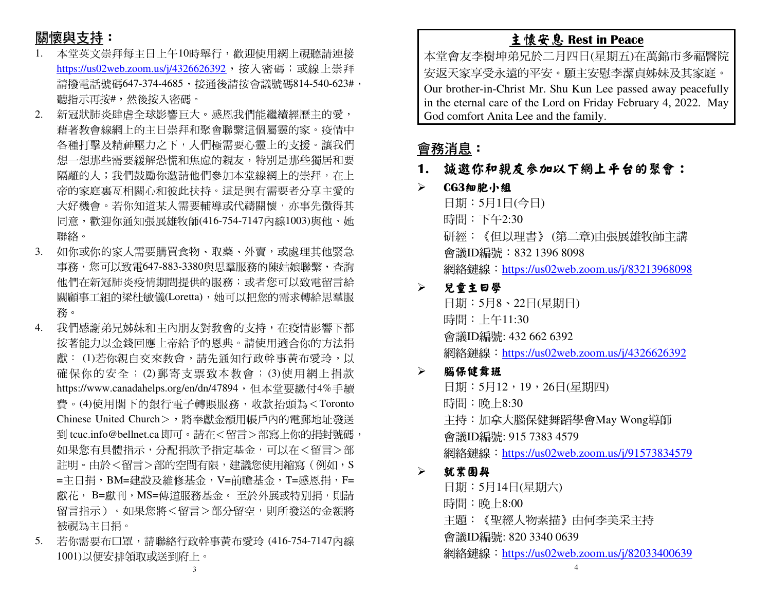## 關懷與支持：

1. 本堂英文崇拜每主日上午10時舉行，歡迎使用網上視聽請連接 https://us02web.zoom.us/j/4326626392，按入密碼；或線上崇拜請撥電話號碼647-374-4685，接通後請按會議號碼814-540-623#，聽指示再按#，然後按入密碼。
2. 新冠狀肺炎肆虐全球影響巨大。感恩我們能繼續經歷主的愛，藉著教會線網上的主日崇拜和聚會聯繫這個屬靈的家。疫情中各種打擊及精神壓力之下，人們極需要心靈上的支援。讓我們想一想那些需要緩解恐慌和焦慮的親友，特別是那些獨居和要隔離的人；我們鼓勵你邀請他們參加本堂線網上的崇拜，在上帝的家庭裏互相關心和彼此扶持。這是與有需要者分享主愛的大好機會。若你知道某人需要輔導或代禱關懷，亦事先徵得其同意，歡迎你通知張展雄牧師(416-754-7147內線1003)與他、她聯絡。
3. 如你或你的家人需要購買食物、取藥、外賣，或處理其他緊急事務，您可以致電647-883-3380與思羣服務的陳姑娘聯繫，查詢他們在新冠肺炎疫情期間提供的服務；或者您可以致電留言給關顧事工組的梁杜敏儀(Loretta)，她可以把您的需求轉給思羣服務。
4. 我們感謝弟兄姊妹和主內朋友對教會的支持，在疫情影響下都按著能力以金錢回應上帝給予的恩典。請使用適合你的方法捐獻： (1)若你親自交來教會，請先通知行政幹事黃布愛玲，以確保你的安全；(2)郵寄支票致本教會；(3)使用網上捐款 https://www.canadahelps.org/en/dn/47894，但本堂要繳付4%手續費。(4)使用閣下的銀行電子轉賬服務，收款抬頭為＜Toronto Chinese United Church＞，將奉獻金額用帳戶內的電郵地址發送到 tcuc.info@bellnet.ca 即可。請在＜留言＞部寫上你的捐封號碼，如果您有具體指示，分配捐款予指定基金，可以在＜留言＞部註明。由於＜留言＞部的空間有限，建議您使用縮寫（例如，S =主日捐，BM=建設及維修基金，V=前瞻基金，T=感恩捐，F=獻花， B=獻刊，MS=傳道服務基金。 至於外展或特別捐，則請留言指示）。如果您將＜留言＞部分留空，則所發送的金額將被視為主日捐。
5. 若你需要布口罩，請聯絡行政幹事黃布愛玲 (416-754-7147內線1001)以便安排領取或送到府上。

## 主懷安息 Rest in Peace

本堂會友李樹坤弟兄於二月四日(星期五)在萬錦市多福醫院安返天家享受永遠的平安。願主安慰李潔貞姊妹及其家庭。

Our brother-in-Christ Mr. Shu Kun Lee passed away peacefully in the eternal care of the Lord on Friday February 4, 2022. May God comfort Anita Lee and the family.

## 會務消息：

### 1. 誠邀你和親友參加以下網上平台的聚會：

- **CG3細胞小組**
  日期：5月1日(今日)
  時間：下午2:30
  研經：《但以理書》 (第二章)由張展雄牧師主講
  會議ID編號：832 1396 8098
  網絡鏈線：https://us02web.zoom.us/j/83213968098

- **兒童主日學**
  日期：5月8、22日(星期日)
  時間：上午11:30
  會議ID編號: 432 662 6392
  網絡鏈線：https://us02web.zoom.us/j/4326626392

- **腦保健舞班**
  日期：5月12，19，26日(星期四)
  時間：晚上8:30
  主持：加拿大腦保健舞蹈學會May Wong導師
  會議ID編號: 915 7383 4579
  網絡鏈線：https://us02web.zoom.us/j/91573834579

- **就業團契**
  日期：5月14日(星期六)
  時間：晚上8:00
  主題：《聖經人物素描》由何李美采主持
  會議ID編號: 820 3340 0639
  網絡鏈線：https://us02web.zoom.us/j/82033400639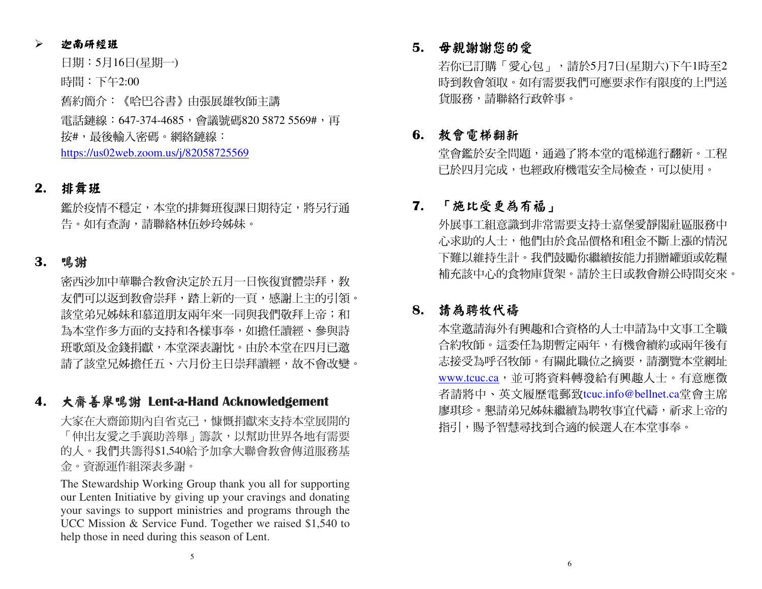- **迦南研經班**

  日期：5月16日(星期一)

  時間：下午2:00

  舊約簡介：《哈巴谷書》由張展雄牧師主講

  電話鏈線：647-374-4685，會議號碼820 5872 5569#，再按#，最後輸入密碼。網絡鏈線：https://us02web.zoom.us/j/82058725569

## 2. 排舞班

鑑於疫情不穩定，本堂的排舞班復課日期待定，將另行通告。如有查詢，請聯絡林伍妙玲姊妹。

## 3. 鳴謝

密西沙加中華聯合教會決定於五月一日恢復實體崇拜，教友們可以返到教會崇拜，踏上新的一頁，感謝上主的引領。該堂弟兄姊妹和慕道朋友兩年來一同與我們敬拜上帝；和為本堂作多方面的支持和各樣事奉，如擔任讀經、參與詩班歌頌及金錢捐獻，本堂深表謝忱。由於本堂在四月已邀請了該堂兄姊擔任五、六月份主日崇拜讀經，故不會改變。

## 4. 大齋善舉鳴謝 Lent-a-Hand Acknowledgement

大家在大齋節期內自省克己，慷慨捐獻來支持本堂展開的「伸出友愛之手襄助善舉」籌款，以幫助世界各地有需要的人。我們共籌得$1,540給予加拿大聯會教會傳道服務基金。資源運作組深表多謝。

The Stewardship Working Group thank you all for supporting our Lenten Initiative by giving up your cravings and donating your savings to support ministries and programs through the UCC Mission & Service Fund. Together we raised $1,540 to help those in need during this season of Lent.

## 5. 母親謝謝您的愛

若你已訂購「愛心包」，請於5月7日(星期六)下午1時至2時到教會領取。如有需要我們可應要求作有限度的上門送貨服務，請聯絡行政幹事。

## 6. 教會電梯翻新

堂會鑑於安全問題，通過了將本堂的電梯進行翻新。工程已於四月完成，也經政府機電安全局檢查，可以使用。

## 7. 「施比受更為有福」

外展事工組意識到非常需要支持士嘉堡愛靜閣社區服務中心求助的人士，他們由於食品價格和租金不斷上漲的情況下難以維持生計。我們鼓勵你繼續按能力捐贈罐頭或乾糧補充該中心的食物庫貨架。請於主日或教會辦公時間交來。

## 8. 請為聘牧代禱

本堂邀請海外有興趣和合資格的人士申請為中文事工全職合約牧師。這委任為期暫定兩年，有機會續約或兩年後有志接受為呼召牧師。有關此職位之摘要，請瀏覽本堂網址www.tcuc.ca，並可將資料轉發給有興趣人士。有意應徵者請將中、英文履歷電郵致tcuc.info@bellnet.ca堂會主席廖琪珍。懇請弟兄姊妹繼續為聘牧事宜代禱，祈求上帝的指引，賜予智慧尋找到合適的候選人在本堂事奉。